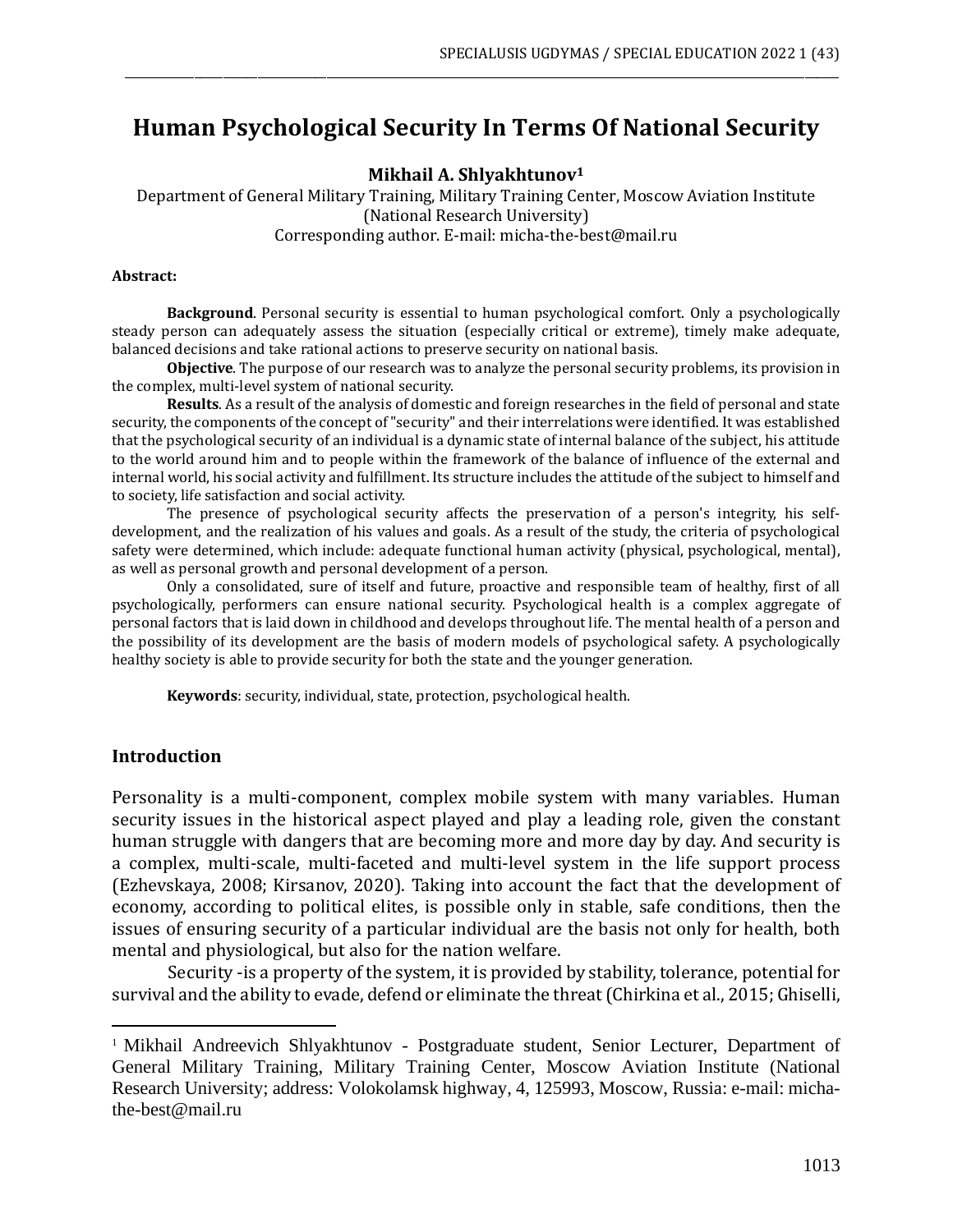# Human Psychological Security In Terms Of National Security

**Mikhail A. Shlyakhtunov[1]**

Department of General Military Training, Military Training Center, Moscow Aviation Institute (National Research University)
Corresponding author. E-mail: micha-the-best@mail.ru

**Abstract:**

**Background**. Personal security is essential to human psychological comfort. Only a psychologically steady person can adequately assess the situation (especially critical or extreme), timely make adequate, balanced decisions and take rational actions to preserve security on national basis.

**Objective**. The purpose of our research was to analyze the personal security problems, its provision in the complex, multi-level system of national security.

**Results**. As a result of the analysis of domestic and foreign researches in the field of personal and state security, the components of the concept of "security" and their interrelations were identified. It was established that the psychological security of an individual is a dynamic state of internal balance of the subject, his attitude to the world around him and to people within the framework of the balance of influence of the external and internal world, his social activity and fulfillment. Its structure includes the attitude of the subject to himself and to society, life satisfaction and social activity.

The presence of psychological security affects the preservation of a person's integrity, his self-development, and the realization of his values and goals. As a result of the study, the criteria of psychological safety were determined, which include: adequate functional human activity (physical, psychological, mental), as well as personal growth and personal development of a person.

Only a consolidated, sure of itself and future, proactive and responsible team of healthy, first of all psychologically, performers can ensure national security. Psychological health is a complex aggregate of personal factors that is laid down in childhood and develops throughout life. The mental health of a person and the possibility of its development are the basis of modern models of psychological safety. A psychologically healthy society is able to provide security for both the state and the younger generation.

**Keywords**: security, individual, state, protection, psychological health.

## Introduction

Personality is a multi-component, complex mobile system with many variables. Human security issues in the historical aspect played and play a leading role, given the constant human struggle with dangers that are becoming more and more day by day. And security is a complex, multi-scale, multi-faceted and multi-level system in the life support process (Ezhevskaya, 2008; Kirsanov, 2020). Taking into account the fact that the development of economy, according to political elites, is possible only in stable, safe conditions, then the issues of ensuring security of a particular individual are the basis not only for health, both mental and physiological, but also for the nation welfare.

Security -is a property of the system, it is provided by stability, tolerance, potential for survival and the ability to evade, defend or eliminate the threat (Chirkina et al., 2015; Ghiselli,

---

[1] Mikhail Andreevich Shlyakhtunov - Postgraduate student, Senior Lecturer, Department of General Military Training, Military Training Center, Moscow Aviation Institute (National Research University; address: Volokolamsk highway, 4, 125993, Moscow, Russia: e-mail: micha-the-best@mail.ru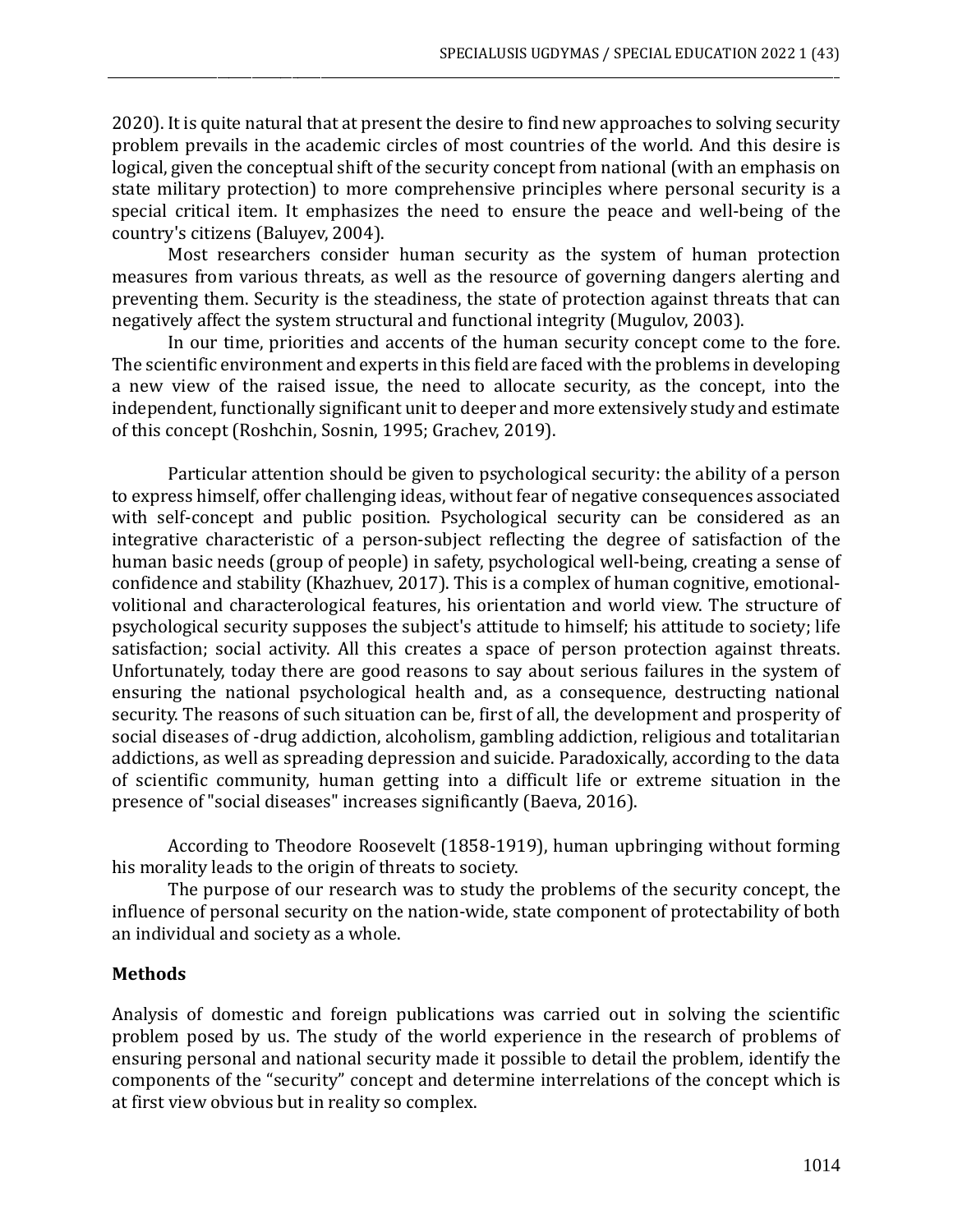2020). It is quite natural that at present the desire to find new approaches to solving security problem prevails in the academic circles of most countries of the world. And this desire is logical, given the conceptual shift of the security concept from national (with an emphasis on state military protection) to more comprehensive principles where personal security is a special critical item. It emphasizes the need to ensure the peace and well-being of the country's citizens (Baluyev, 2004).

Most researchers consider human security as the system of human protection measures from various threats, as well as the resource of governing dangers alerting and preventing them. Security is the steadiness, the state of protection against threats that can negatively affect the system structural and functional integrity (Mugulov, 2003).

In our time, priorities and accents of the human security concept come to the fore. The scientific environment and experts in this field are faced with the problems in developing a new view of the raised issue, the need to allocate security, as the concept, into the independent, functionally significant unit to deeper and more extensively study and estimate of this concept (Roshchin, Sosnin, 1995; Grachev, 2019).

Particular attention should be given to psychological security: the ability of a person to express himself, offer challenging ideas, without fear of negative consequences associated with self-concept and public position. Psychological security can be considered as an integrative characteristic of a person-subject reflecting the degree of satisfaction of the human basic needs (group of people) in safety, psychological well-being, creating a sense of confidence and stability (Khazhuev, 2017). This is a complex of human cognitive, emotional-volitional and characterological features, his orientation and world view. The structure of psychological security supposes the subject's attitude to himself; his attitude to society; life satisfaction; social activity. All this creates a space of person protection against threats. Unfortunately, today there are good reasons to say about serious failures in the system of ensuring the national psychological health and, as a consequence, destructing national security. The reasons of such situation can be, first of all, the development and prosperity of social diseases of -drug addiction, alcoholism, gambling addiction, religious and totalitarian addictions, as well as spreading depression and suicide. Paradoxically, according to the data of scientific community, human getting into a difficult life or extreme situation in the presence of "social diseases" increases significantly (Baeva, 2016).

According to Theodore Roosevelt (1858-1919), human upbringing without forming his morality leads to the origin of threats to society.

The purpose of our research was to study the problems of the security concept, the influence of personal security on the nation-wide, state component of protectability of both an individual and society as a whole.

## Methods

Analysis of domestic and foreign publications was carried out in solving the scientific problem posed by us. The study of the world experience in the research of problems of ensuring personal and national security made it possible to detail the problem, identify the components of the "security" concept and determine interrelations of the concept which is at first view obvious but in reality so complex.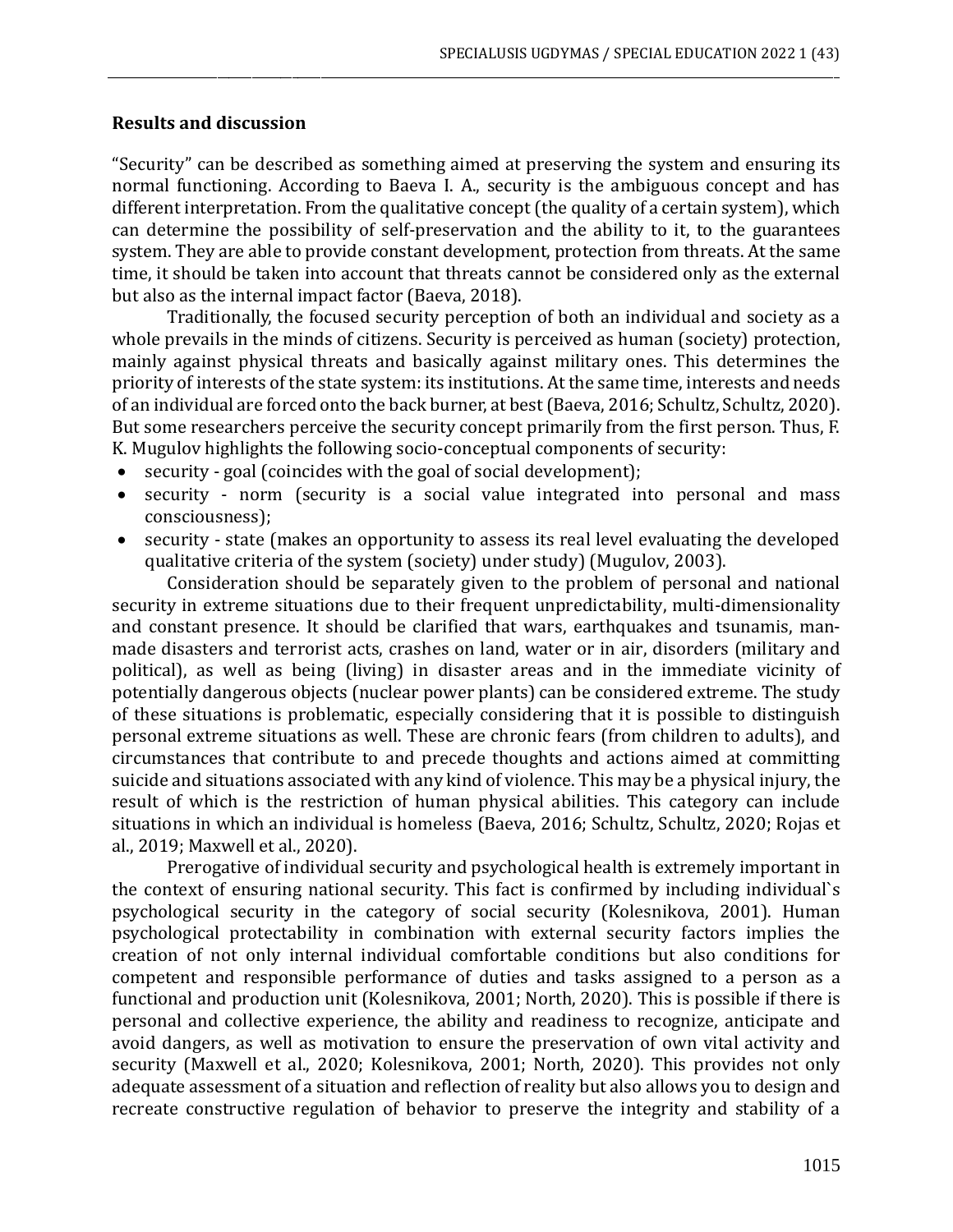## Results and discussion

"Security" can be described as something aimed at preserving the system and ensuring its normal functioning. According to Baeva I. A., security is the ambiguous concept and has different interpretation. From the qualitative concept (the quality of a certain system), which can determine the possibility of self-preservation and the ability to it, to the guarantees system. They are able to provide constant development, protection from threats. At the same time, it should be taken into account that threats cannot be considered only as the external but also as the internal impact factor (Baeva, 2018).

Traditionally, the focused security perception of both an individual and society as a whole prevails in the minds of citizens. Security is perceived as human (society) protection, mainly against physical threats and basically against military ones. This determines the priority of interests of the state system: its institutions. At the same time, interests and needs of an individual are forced onto the back burner, at best (Baeva, 2016; Schultz, Schultz, 2020). But some researchers perceive the security concept primarily from the first person. Thus, F. K. Mugulov highlights the following socio-conceptual components of security:

- security - goal (coincides with the goal of social development);
- security - norm (security is a social value integrated into personal and mass consciousness);
- security - state (makes an opportunity to assess its real level evaluating the developed qualitative criteria of the system (society) under study) (Mugulov, 2003).

Consideration should be separately given to the problem of personal and national security in extreme situations due to their frequent unpredictability, multi-dimensionality and constant presence. It should be clarified that wars, earthquakes and tsunamis, man-made disasters and terrorist acts, crashes on land, water or in air, disorders (military and political), as well as being (living) in disaster areas and in the immediate vicinity of potentially dangerous objects (nuclear power plants) can be considered extreme. The study of these situations is problematic, especially considering that it is possible to distinguish personal extreme situations as well. These are chronic fears (from children to adults), and circumstances that contribute to and precede thoughts and actions aimed at committing suicide and situations associated with any kind of violence. This may be a physical injury, the result of which is the restriction of human physical abilities. This category can include situations in which an individual is homeless (Baeva, 2016; Schultz, Schultz, 2020; Rojas et al., 2019; Maxwell et al., 2020).

Prerogative of individual security and psychological health is extremely important in the context of ensuring national security. This fact is confirmed by including individual`s psychological security in the category of social security (Kolesnikova, 2001). Human psychological protectability in combination with external security factors implies the creation of not only internal individual comfortable conditions but also conditions for competent and responsible performance of duties and tasks assigned to a person as a functional and production unit (Kolesnikova, 2001; North, 2020). This is possible if there is personal and collective experience, the ability and readiness to recognize, anticipate and avoid dangers, as well as motivation to ensure the preservation of own vital activity and security (Maxwell et al., 2020; Kolesnikova, 2001; North, 2020). This provides not only adequate assessment of a situation and reflection of reality but also allows you to design and recreate constructive regulation of behavior to preserve the integrity and stability of a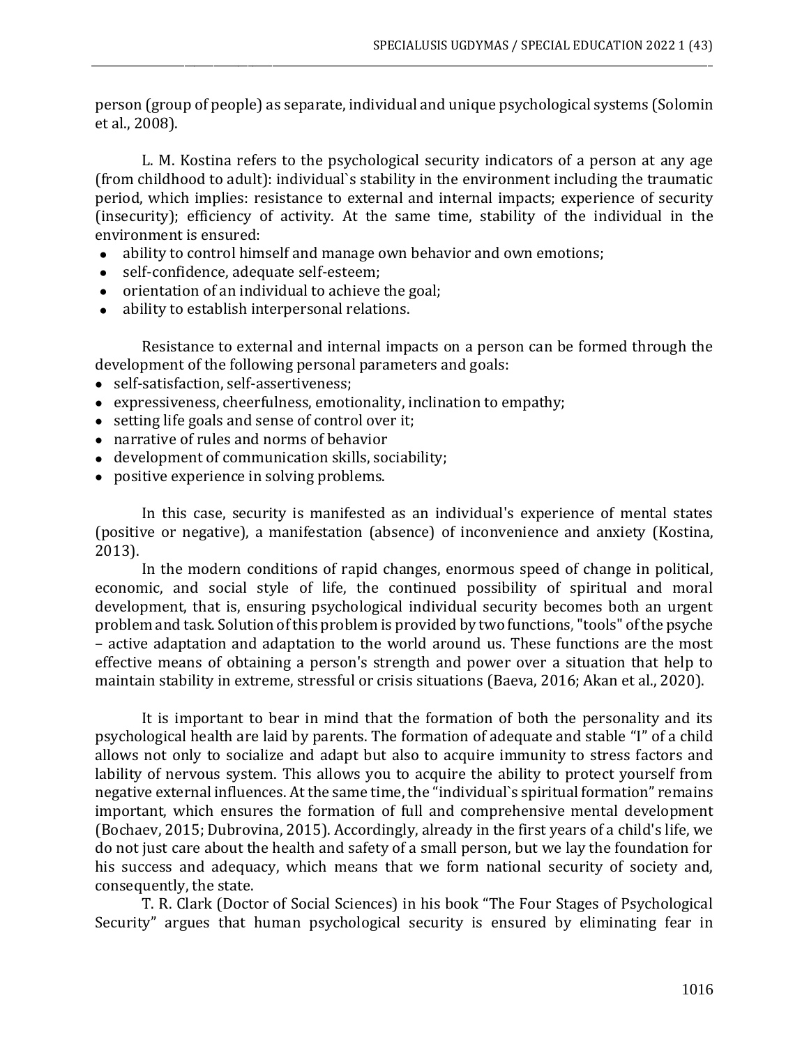person (group of people) as separate, individual and unique psychological systems (Solomin et al., 2008).

L. M. Kostina refers to the psychological security indicators of a person at any age (from childhood to adult): individual`s stability in the environment including the traumatic period, which implies: resistance to external and internal impacts; experience of security (insecurity); efficiency of activity. At the same time, stability of the individual in the environment is ensured:

- ability to control himself and manage own behavior and own emotions;
- self-confidence, adequate self-esteem;
- orientation of an individual to achieve the goal;
- ability to establish interpersonal relations.

Resistance to external and internal impacts on a person can be formed through the development of the following personal parameters and goals:

- self-satisfaction, self-assertiveness;
- expressiveness, cheerfulness, emotionality, inclination to empathy;
- setting life goals and sense of control over it;
- narrative of rules and norms of behavior
- development of communication skills, sociability;
- positive experience in solving problems.

In this case, security is manifested as an individual's experience of mental states (positive or negative), a manifestation (absence) of inconvenience and anxiety (Kostina, 2013).

In the modern conditions of rapid changes, enormous speed of change in political, economic, and social style of life, the continued possibility of spiritual and moral development, that is, ensuring psychological individual security becomes both an urgent problem and task. Solution of this problem is provided by two functions, "tools" of the psyche – active adaptation and adaptation to the world around us. These functions are the most effective means of obtaining a person's strength and power over a situation that help to maintain stability in extreme, stressful or crisis situations (Baeva, 2016; Akan et al., 2020).

It is important to bear in mind that the formation of both the personality and its psychological health are laid by parents. The formation of adequate and stable "I" of a child allows not only to socialize and adapt but also to acquire immunity to stress factors and lability of nervous system. This allows you to acquire the ability to protect yourself from negative external influences. At the same time, the "individual`s spiritual formation" remains important, which ensures the formation of full and comprehensive mental development (Bochaev, 2015; Dubrovina, 2015). Accordingly, already in the first years of a child's life, we do not just care about the health and safety of a small person, but we lay the foundation for his success and adequacy, which means that we form national security of society and, consequently, the state.

T. R. Clark (Doctor of Social Sciences) in his book "The Four Stages of Psychological Security" argues that human psychological security is ensured by eliminating fear in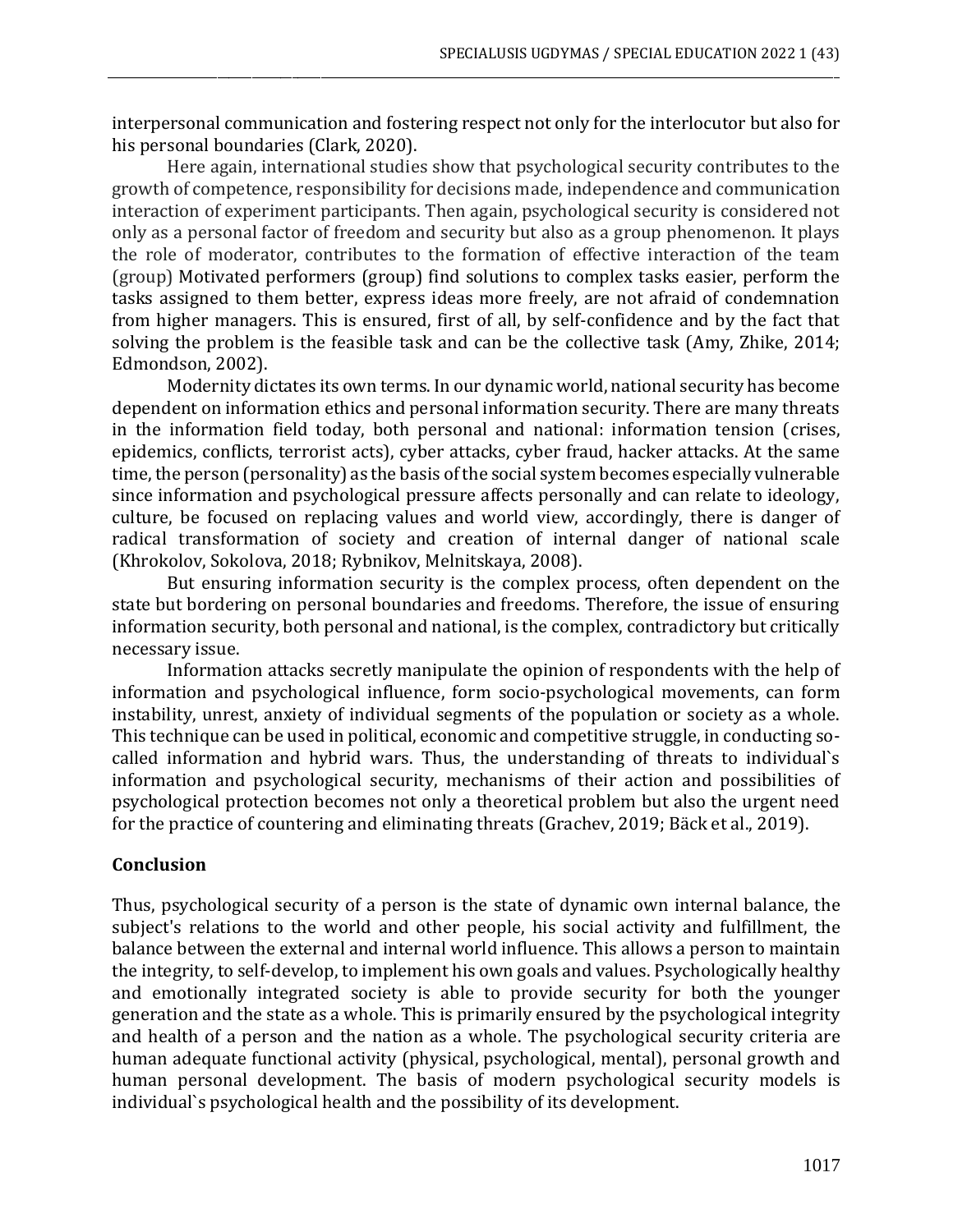interpersonal communication and fostering respect not only for the interlocutor but also for his personal boundaries (Clark, 2020).

Here again, international studies show that psychological security contributes to the growth of competence, responsibility for decisions made, independence and communication interaction of experiment participants. Then again, psychological security is considered not only as a personal factor of freedom and security but also as a group phenomenon. It plays the role of moderator, contributes to the formation of effective interaction of the team (group) Motivated performers (group) find solutions to complex tasks easier, perform the tasks assigned to them better, express ideas more freely, are not afraid of condemnation from higher managers. This is ensured, first of all, by self-confidence and by the fact that solving the problem is the feasible task and can be the collective task (Amy, Zhike, 2014; Edmondson, 2002).

Modernity dictates its own terms. In our dynamic world, national security has become dependent on information ethics and personal information security. There are many threats in the information field today, both personal and national: information tension (crises, epidemics, conflicts, terrorist acts), cyber attacks, cyber fraud, hacker attacks. At the same time, the person (personality) as the basis of the social system becomes especially vulnerable since information and psychological pressure affects personally and can relate to ideology, culture, be focused on replacing values and world view, accordingly, there is danger of radical transformation of society and creation of internal danger of national scale (Khrokolov, Sokolova, 2018; Rybnikov, Melnitskaya, 2008).

But ensuring information security is the complex process, often dependent on the state but bordering on personal boundaries and freedoms. Therefore, the issue of ensuring information security, both personal and national, is the complex, contradictory but critically necessary issue.

Information attacks secretly manipulate the opinion of respondents with the help of information and psychological influence, form socio-psychological movements, can form instability, unrest, anxiety of individual segments of the population or society as a whole. This technique can be used in political, economic and competitive struggle, in conducting so-called information and hybrid wars. Thus, the understanding of threats to individual`s information and psychological security, mechanisms of their action and possibilities of psychological protection becomes not only a theoretical problem but also the urgent need for the practice of countering and eliminating threats (Grachev, 2019; Bäck et al., 2019).

## Conclusion

Thus, psychological security of a person is the state of dynamic own internal balance, the subject's relations to the world and other people, his social activity and fulfillment, the balance between the external and internal world influence. This allows a person to maintain the integrity, to self-develop, to implement his own goals and values. Psychologically healthy and emotionally integrated society is able to provide security for both the younger generation and the state as a whole. This is primarily ensured by the psychological integrity and health of a person and the nation as a whole. The psychological security criteria are human adequate functional activity (physical, psychological, mental), personal growth and human personal development. The basis of modern psychological security models is individual`s psychological health and the possibility of its development.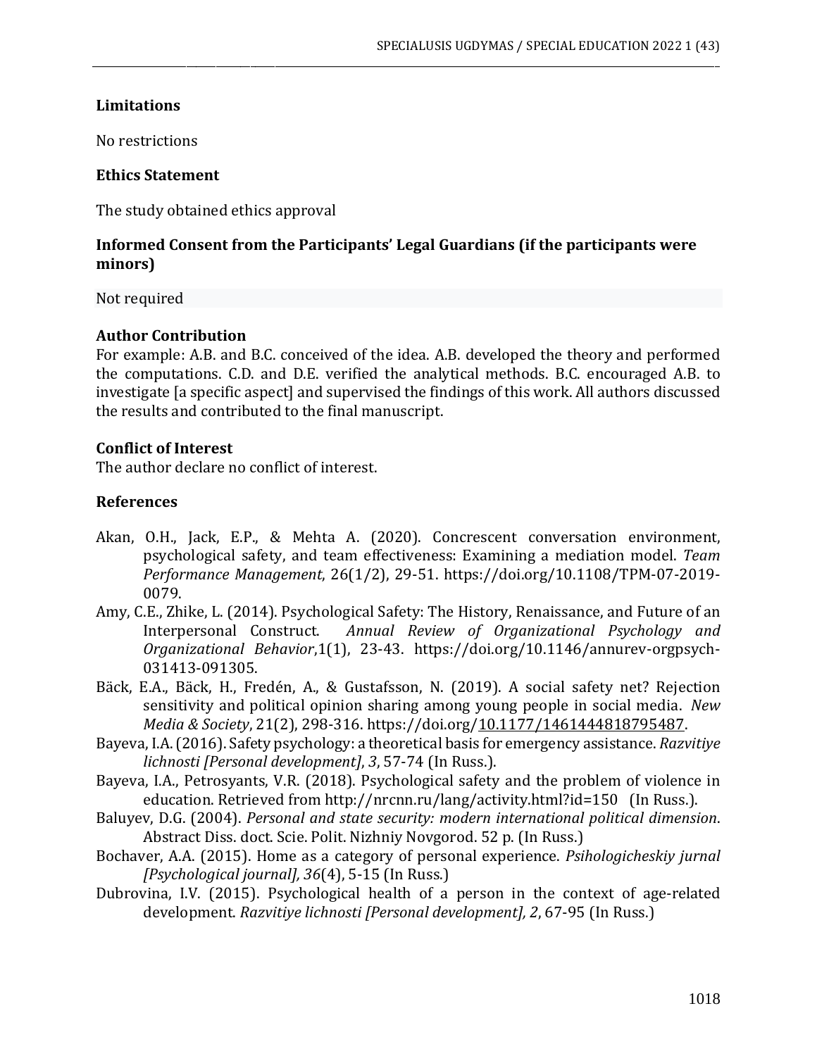### Limitations

No restrictions

### Ethics Statement

The study obtained ethics approval

### Informed Consent from the Participants' Legal Guardians (if the participants were minors)

Not required

### Author Contribution

For example: A.B. and B.C. conceived of the idea. A.B. developed the theory and performed the computations. C.D. and D.E. verified the analytical methods. B.C. encouraged A.B. to investigate [a specific aspect] and supervised the findings of this work. All authors discussed the results and contributed to the final manuscript.

### Conflict of Interest

The author declare no conflict of interest.

### References

Akan, O.H., Jack, E.P., & Mehta A. (2020). Concrescent conversation environment, psychological safety, and team effectiveness: Examining a mediation model. *Team Performance Management*, 26(1/2), 29-51. https://doi.org/10.1108/TPM-07-2019-0079.

Amy, C.E., Zhike, L. (2014). Psychological Safety: The History, Renaissance, and Future of an Interpersonal Construct. *Annual Review of Organizational Psychology and Organizational Behavior*,1(1), 23-43. https://doi.org/10.1146/annurev-orgpsych-031413-091305.

Bäck, E.A., Bäck, H., Fredén, A., & Gustafsson, N. (2019). A social safety net? Rejection sensitivity and political opinion sharing among young people in social media. *New Media & Society*, 21(2), 298-316. https://doi.org/10.1177/1461444818795487.

Bayeva, I.A. (2016). Safety psychology: a theoretical basis for emergency assistance. *Razvitiye lichnosti [Personal development]*, *3*, 57-74 (In Russ.).

Bayeva, I.A., Petrosyants, V.R. (2018). Psychological safety and the problem of violence in education. Retrieved from http://nrcnn.ru/lang/activity.html?id=150 (In Russ.).

Baluyev, D.G. (2004). *Personal and state security: modern international political dimension*. Abstract Diss. doct. Scie. Polit. Nizhniy Novgorod. 52 p. (In Russ.)

Bochaver, A.A. (2015). Home as a category of personal experience. *Psihologicheskiy jurnal [Psychological journal], 36*(4), 5-15 (In Russ.)

Dubrovina, I.V. (2015). Psychological health of a person in the context of age-related development. *Razvitiye lichnosti [Personal development], 2*, 67-95 (In Russ.)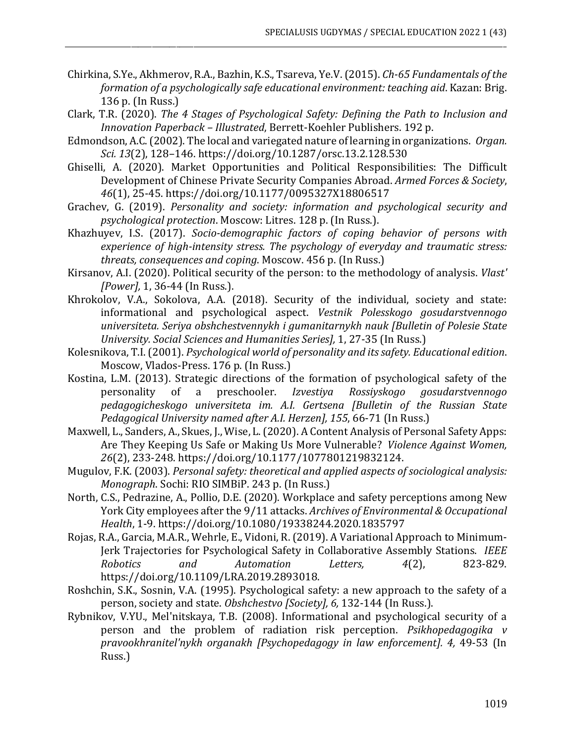Chirkina, S.Ye., Akhmerov, R.A., Bazhin, K.S., Tsareva, Ye.V. (2015). *Ch-65 Fundamentals of the formation of a psychologically safe educational environment: teaching aid*. Kazan: Brig. 136 p. (In Russ.)

Clark, T.R. (2020). *The 4 Stages of Psychological Safety: Defining the Path to Inclusion and Innovation Paperback – Illustrated*, Berrett-Koehler Publishers. 192 p.

Edmondson, A.C. (2002). The local and variegated nature of learning in organizations. *Organ. Sci. 13*(2), 128–146. https://doi.org/10.1287/orsc.13.2.128.530

Ghiselli, A. (2020). Market Opportunities and Political Responsibilities: The Difficult Development of Chinese Private Security Companies Abroad. *Armed Forces & Society*, *46*(1), 25-45. https://doi.org/10.1177/0095327X18806517

Grachev, G. (2019). *Personality and society: information and psychological security and psychological protection*. Moscow: Litres. 128 p. (In Russ.).

Khazhuyev, I.S. (2017). *Socio-demographic factors of coping behavior of persons with experience of high-intensity stress. The psychology of everyday and traumatic stress: threats, consequences and coping*. Moscow. 456 p. (In Russ.)

Kirsanov, A.I. (2020). Political security of the person: to the methodology of analysis. *Vlast' [Power],* 1, 36-44 (In Russ.).

Khrokolov, V.A., Sokolova, A.A. (2018). Security of the individual, society and state: informational and psychological aspect. *Vestnik Polesskogo gosudarstvennogo universiteta. Seriya obshchestvennykh i gumanitarnykh nauk [Bulletin of Polesie State University. Social Sciences and Humanities Series],* 1, 27-35 (In Russ.)

Kolesnikova, T.I. (2001). *Psychological world of personality and its safety. Educational edition*. Moscow, Vlados-Press. 176 p. (In Russ.)

Kostina, L.M. (2013). Strategic directions of the formation of psychological safety of the personality of a preschooler. *Izvestiya Rossiyskogo gosudarstvennogo pedagogicheskogo universiteta im. A.I. Gertsena [Bulletin of the Russian State Pedagogical University named after A.I. Herzen], 155*, 66-71 (In Russ.)

Maxwell, L., Sanders, A., Skues, J., Wise, L. (2020). A Content Analysis of Personal Safety Apps: Are They Keeping Us Safe or Making Us More Vulnerable? *Violence Against Women, 26*(2), 233-248. https://doi.org/10.1177/1077801219832124.

Mugulov, F.K. (2003). *Personal safety: theoretical and applied aspects of sociological analysis: Monograph*. Sochi: RIO SIMBiP. 243 p. (In Russ.)

North, C.S., Pedrazine, A., Pollio, D.E. (2020). Workplace and safety perceptions among New York City employees after the 9/11 attacks. *Archives of Environmental & Occupational Health*, 1-9. https://doi.org/10.1080/19338244.2020.1835797

Rojas, R.A., Garcia, M.A.R., Wehrle, E., Vidoni, R. (2019). A Variational Approach to Minimum-Jerk Trajectories for Psychological Safety in Collaborative Assembly Stations. *IEEE Robotics and Automation Letters, 4*(2), 823-829. https://doi.org/10.1109/LRA.2019.2893018.

Roshchin, S.K., Sosnin, V.A. (1995). Psychological safety: a new approach to the safety of a person, society and state. *Obshchestvo [Society], 6,* 132-144 (In Russ.).

Rybnikov, V.YU., Mel'nitskaya, T.B. (2008). Informational and psychological security of a person and the problem of radiation risk perception. *Psikhopedagogika v pravookhranitel'nykh organakh [Psychopedagogy in law enforcement]. 4,* 49-53 (In Russ.)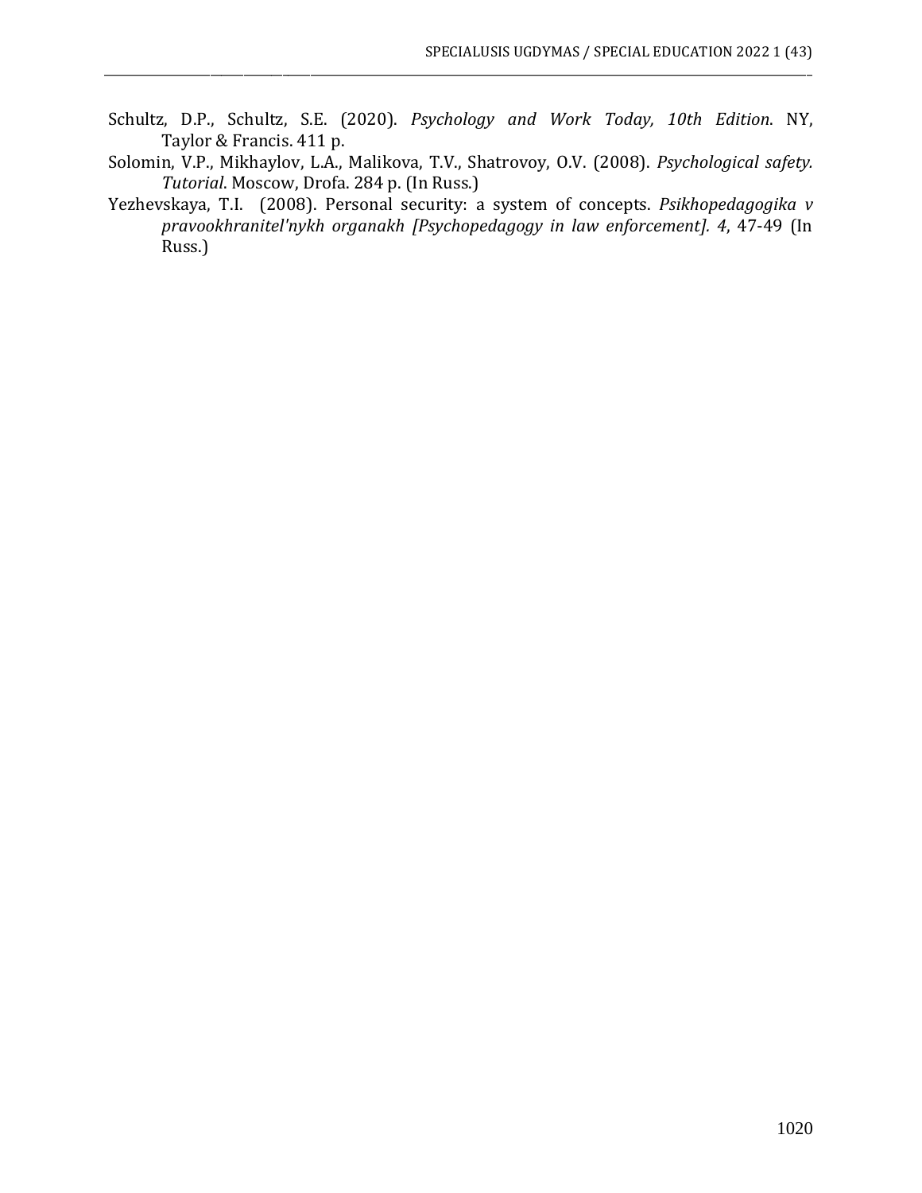Schultz, D.P., Schultz, S.E. (2020). *Psychology and Work Today, 10th Edition*. NY, Taylor & Francis. 411 p.

Solomin, V.P., Mikhaylov, L.A., Malikova, T.V., Shatrovoy, O.V. (2008). *Psychological safety. Tutorial*. Moscow, Drofa. 284 p. (In Russ.)

Yezhevskaya, T.I. (2008). Personal security: a system of concepts. *Psikhopedagogika v pravookhranitel'nykh organakh [Psychopedagogy in law enforcement]. 4*, 47-49 (In Russ.)